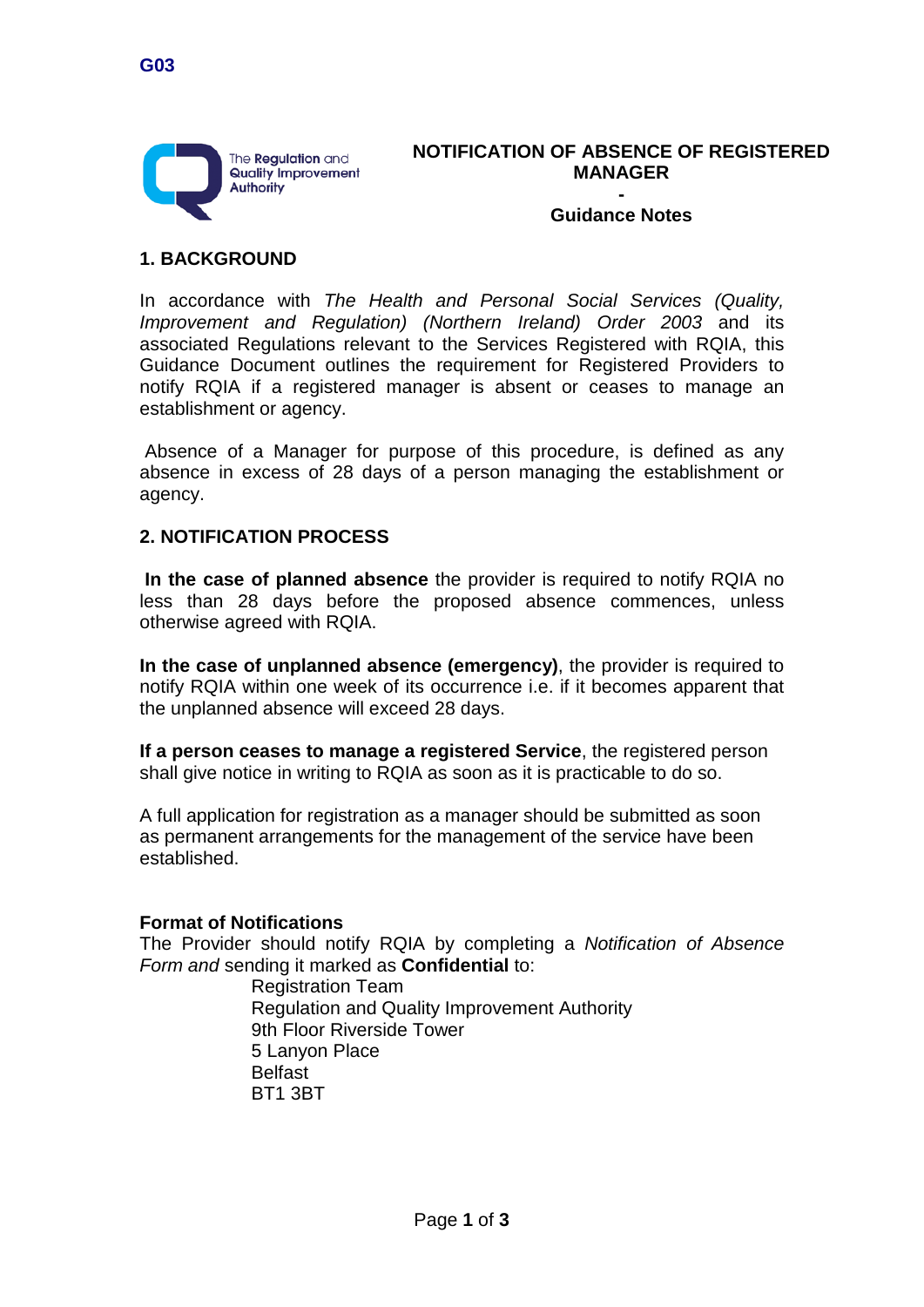G03

The Regulation and Quality Improvement Authority

# NOTIFICATION OF ABSENCE OF REGISTERED MANAGER

-

## Guidance Notes

## 1. BACKGROUND

In accordance with *The Health and Personal Social Services (Quality, Improvement and Regulation) (Northern Ireland) Order 2003* and its associated Regulations relevant to the Services Registered with RQIA, this Guidance Document outlines the requirement for Registered Providers to notify RQIA if a registered manager is absent or ceases to manage an establishment or agency.

Absence of a Manager for purpose of this procedure, is defined as any absence in excess of 28 days of a person managing the establishment or agency.

## 2. NOTIFICATION PROCESS

**In the case of planned absence** the provider is required to notify RQIA no less than 28 days before the proposed absence commences, unless otherwise agreed with RQIA.

**In the case of unplanned absence (emergency)**, the provider is required to notify RQIA within one week of its occurrence i.e. if it becomes apparent that the unplanned absence will exceed 28 days.

**If a person ceases to manage a registered Service**, the registered person shall give notice in writing to RQIA as soon as it is practicable to do so.

A full application for registration as a manager should be submitted as soon as permanent arrangements for the management of the service have been established.

**Format of Notifications**

The Provider should notify RQIA by completing a *Notification of Absence Form and* sending it marked as **Confidential** to:

Registration Team
Regulation and Quality Improvement Authority
9th Floor Riverside Tower
5 Lanyon Place
Belfast
BT1 3BT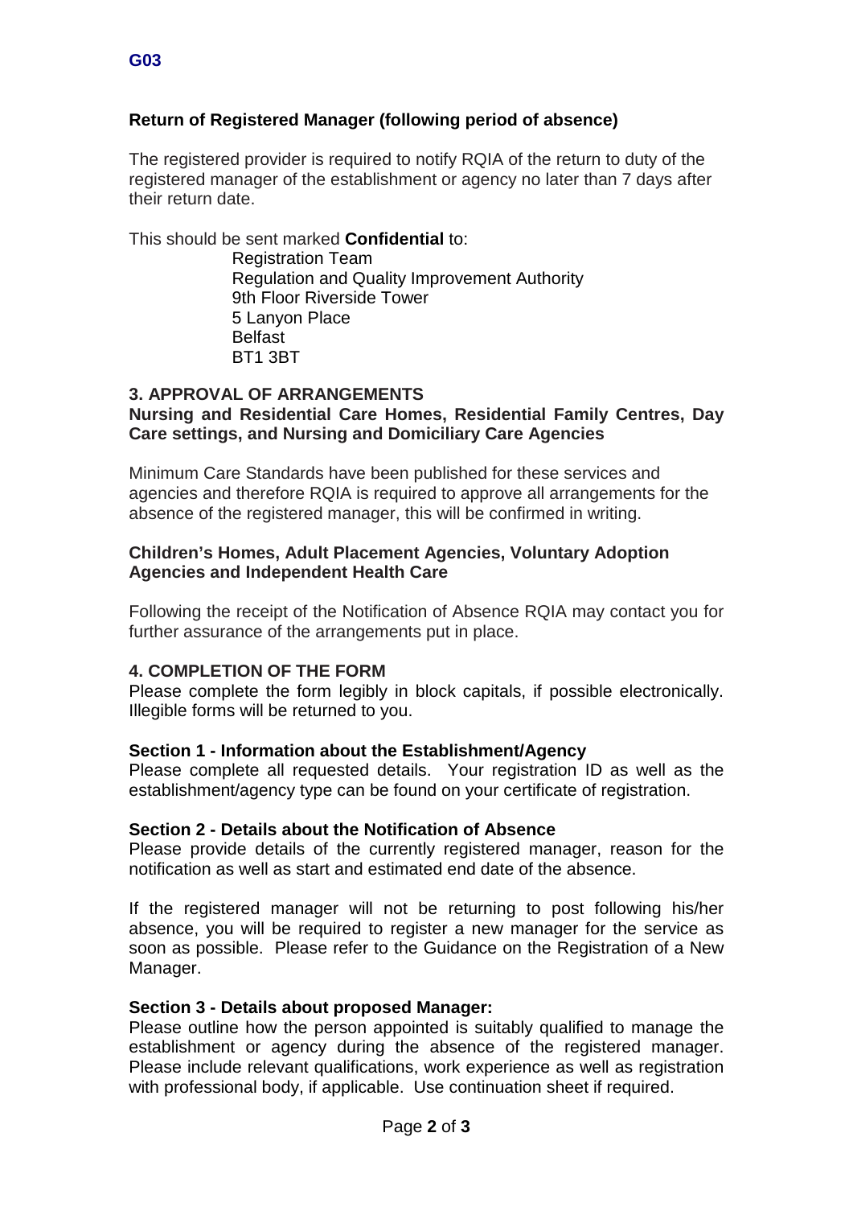**G03**

**Return of Registered Manager (following period of absence)**

The registered provider is required to notify RQIA of the return to duty of the registered manager of the establishment or agency no later than 7 days after their return date.

This should be sent marked **Confidential** to:

Registration Team
Regulation and Quality Improvement Authority
9th Floor Riverside Tower
5 Lanyon Place
Belfast
BT1 3BT

## 3. APPROVAL OF ARRANGEMENTS

**Nursing and Residential Care Homes, Residential Family Centres, Day Care settings, and Nursing and Domiciliary Care Agencies**

Minimum Care Standards have been published for these services and agencies and therefore RQIA is required to approve all arrangements for the absence of the registered manager, this will be confirmed in writing.

**Children's Homes, Adult Placement Agencies, Voluntary Adoption Agencies and Independent Health Care**

Following the receipt of the Notification of Absence RQIA may contact you for further assurance of the arrangements put in place.

## 4. COMPLETION OF THE FORM

Please complete the form legibly in block capitals, if possible electronically. Illegible forms will be returned to you.

**Section 1 - Information about the Establishment/Agency**

Please complete all requested details. Your registration ID as well as the establishment/agency type can be found on your certificate of registration.

**Section 2 - Details about the Notification of Absence**

Please provide details of the currently registered manager, reason for the notification as well as start and estimated end date of the absence.

If the registered manager will not be returning to post following his/her absence, you will be required to register a new manager for the service as soon as possible. Please refer to the Guidance on the Registration of a New Manager.

**Section 3 - Details about proposed Manager:**

Please outline how the person appointed is suitably qualified to manage the establishment or agency during the absence of the registered manager. Please include relevant qualifications, work experience as well as registration with professional body, if applicable. Use continuation sheet if required.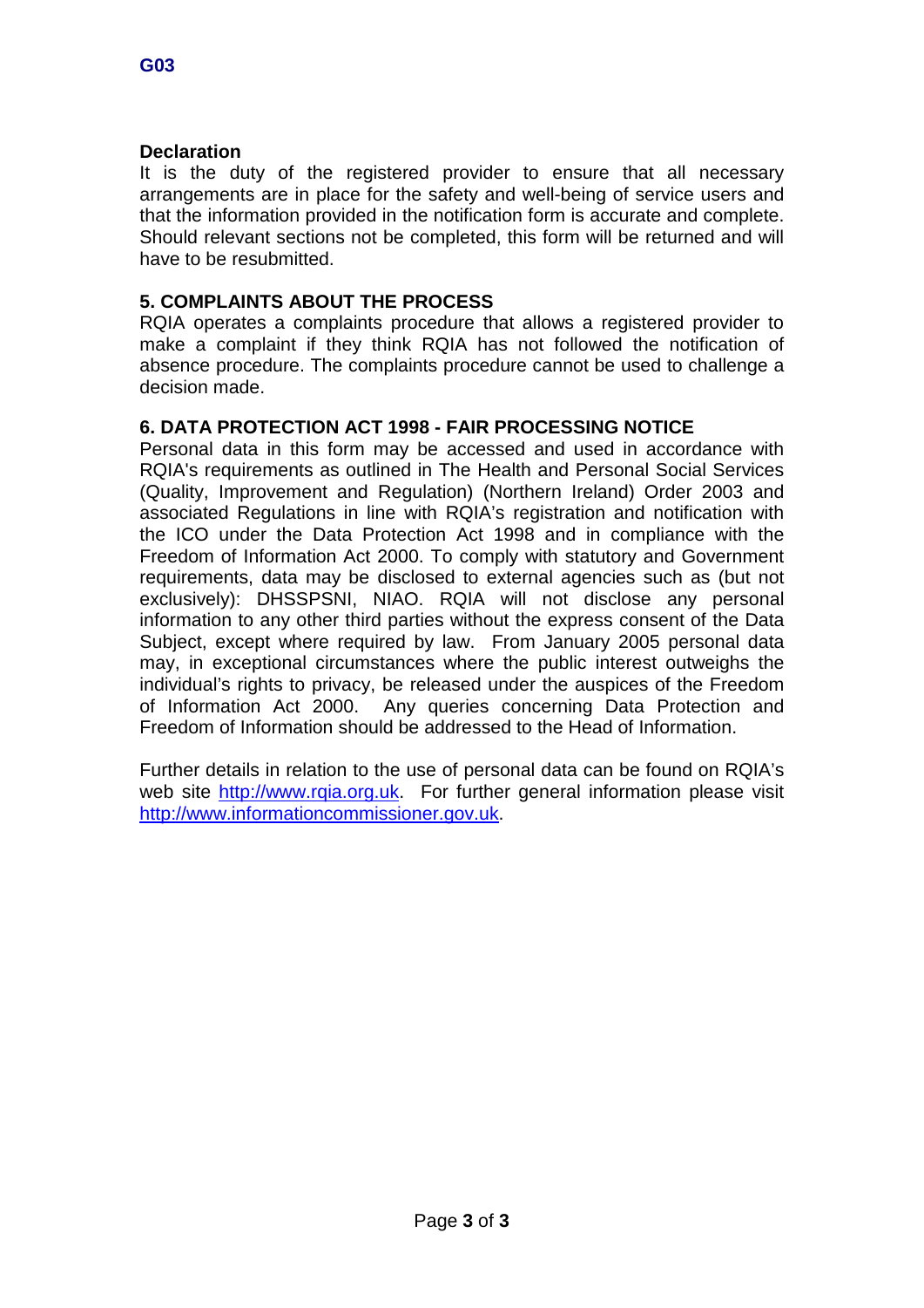**Declaration**

It is the duty of the registered provider to ensure that all necessary arrangements are in place for the safety and well-being of service users and that the information provided in the notification form is accurate and complete. Should relevant sections not be completed, this form will be returned and will have to be resubmitted.

## 5. COMPLAINTS ABOUT THE PROCESS

RQIA operates a complaints procedure that allows a registered provider to make a complaint if they think RQIA has not followed the notification of absence procedure. The complaints procedure cannot be used to challenge a decision made.

## 6. DATA PROTECTION ACT 1998 - FAIR PROCESSING NOTICE

Personal data in this form may be accessed and used in accordance with RQIA's requirements as outlined in The Health and Personal Social Services (Quality, Improvement and Regulation) (Northern Ireland) Order 2003 and associated Regulations in line with RQIA's registration and notification with the ICO under the Data Protection Act 1998 and in compliance with the Freedom of Information Act 2000. To comply with statutory and Government requirements, data may be disclosed to external agencies such as (but not exclusively): DHSSPSNI, NIAO. RQIA will not disclose any personal information to any other third parties without the express consent of the Data Subject, except where required by law. From January 2005 personal data may, in exceptional circumstances where the public interest outweighs the individual's rights to privacy, be released under the auspices of the Freedom of Information Act 2000. Any queries concerning Data Protection and Freedom of Information should be addressed to the Head of Information.

Further details in relation to the use of personal data can be found on RQIA's web site http://www.rqia.org.uk. For further general information please visit http://www.informationcommissioner.gov.uk.